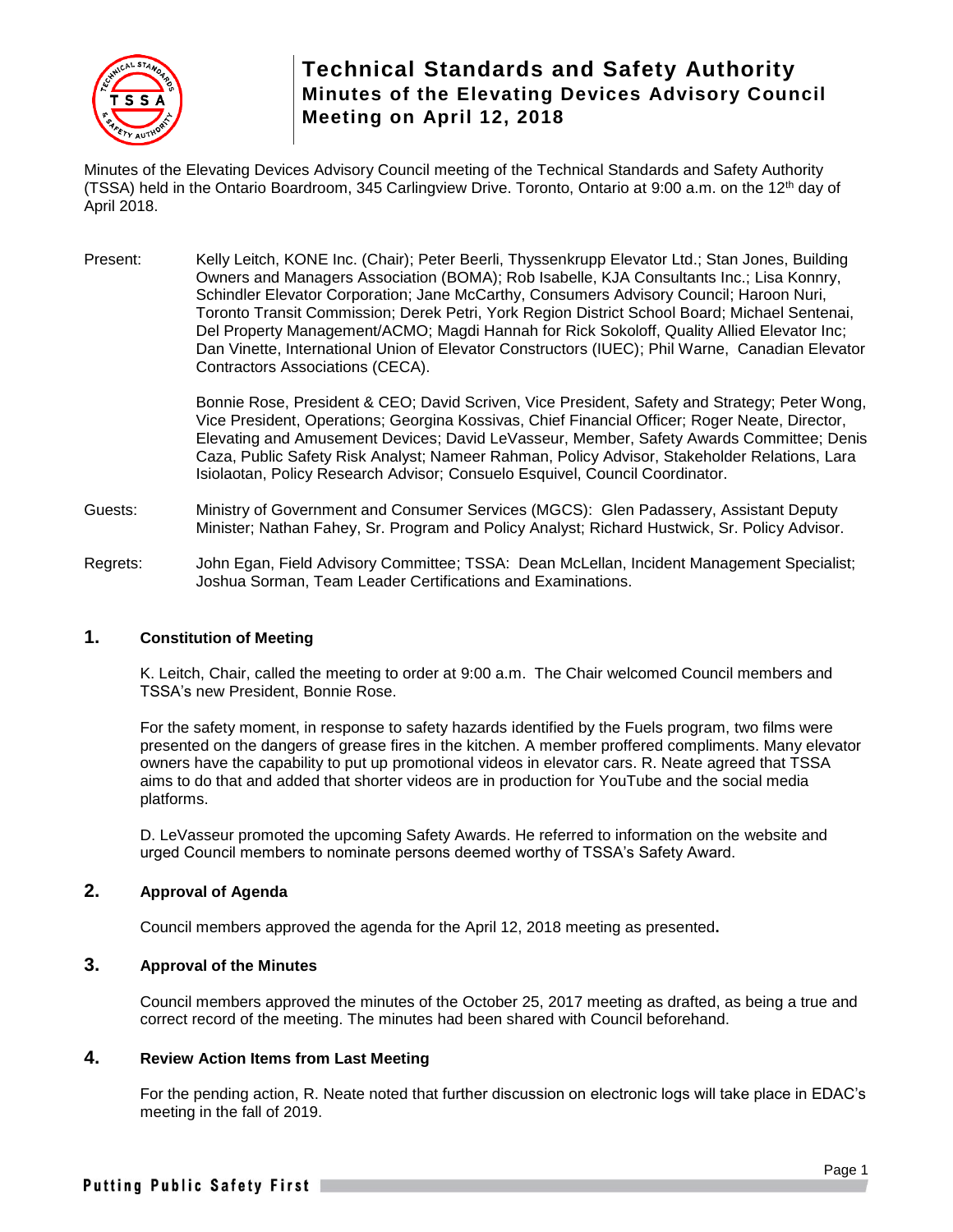# Technical Standards and Safety Authority
## Minutes of the Elevating Devices Advisory Council Meeting on April 12, 2018

Minutes of the Elevating Devices Advisory Council meeting of the Technical Standards and Safety Authority (TSSA) held in the Ontario Boardroom, 345 Carlingview Drive. Toronto, Ontario at 9:00 a.m. on the 12th day of April 2018.

Present: Kelly Leitch, KONE Inc. (Chair); Peter Beerli, Thyssenkrupp Elevator Ltd.; Stan Jones, Building Owners and Managers Association (BOMA); Rob Isabelle, KJA Consultants Inc.; Lisa Konnry, Schindler Elevator Corporation; Jane McCarthy, Consumers Advisory Council; Haroon Nuri, Toronto Transit Commission; Derek Petri, York Region District School Board; Michael Sentenai, Del Property Management/ACMO; Magdi Hannah for Rick Sokoloff, Quality Allied Elevator Inc; Dan Vinette, International Union of Elevator Constructors (IUEC); Phil Warne, Canadian Elevator Contractors Associations (CECA).

Bonnie Rose, President & CEO; David Scriven, Vice President, Safety and Strategy; Peter Wong, Vice President, Operations; Georgina Kossivas, Chief Financial Officer; Roger Neate, Director, Elevating and Amusement Devices; David LeVasseur, Member, Safety Awards Committee; Denis Caza, Public Safety Risk Analyst; Nameer Rahman, Policy Advisor, Stakeholder Relations, Lara Isiolaotan, Policy Research Advisor; Consuelo Esquivel, Council Coordinator.

Guests: Ministry of Government and Consumer Services (MGCS): Glen Padassery, Assistant Deputy Minister; Nathan Fahey, Sr. Program and Policy Analyst; Richard Hustwick, Sr. Policy Advisor.

Regrets: John Egan, Field Advisory Committee; TSSA: Dean McLellan, Incident Management Specialist; Joshua Sorman, Team Leader Certifications and Examinations.

## 1. Constitution of Meeting

K. Leitch, Chair, called the meeting to order at 9:00 a.m. The Chair welcomed Council members and TSSA's new President, Bonnie Rose.

For the safety moment, in response to safety hazards identified by the Fuels program, two films were presented on the dangers of grease fires in the kitchen. A member proffered compliments. Many elevator owners have the capability to put up promotional videos in elevator cars. R. Neate agreed that TSSA aims to do that and added that shorter videos are in production for YouTube and the social media platforms.

D. LeVasseur promoted the upcoming Safety Awards. He referred to information on the website and urged Council members to nominate persons deemed worthy of TSSA's Safety Award.

## 2. Approval of Agenda

Council members approved the agenda for the April 12, 2018 meeting as presented.

## 3. Approval of the Minutes

Council members approved the minutes of the October 25, 2017 meeting as drafted, as being a true and correct record of the meeting. The minutes had been shared with Council beforehand.

## 4. Review Action Items from Last Meeting

For the pending action, R. Neate noted that further discussion on electronic logs will take place in EDAC's meeting in the fall of 2019.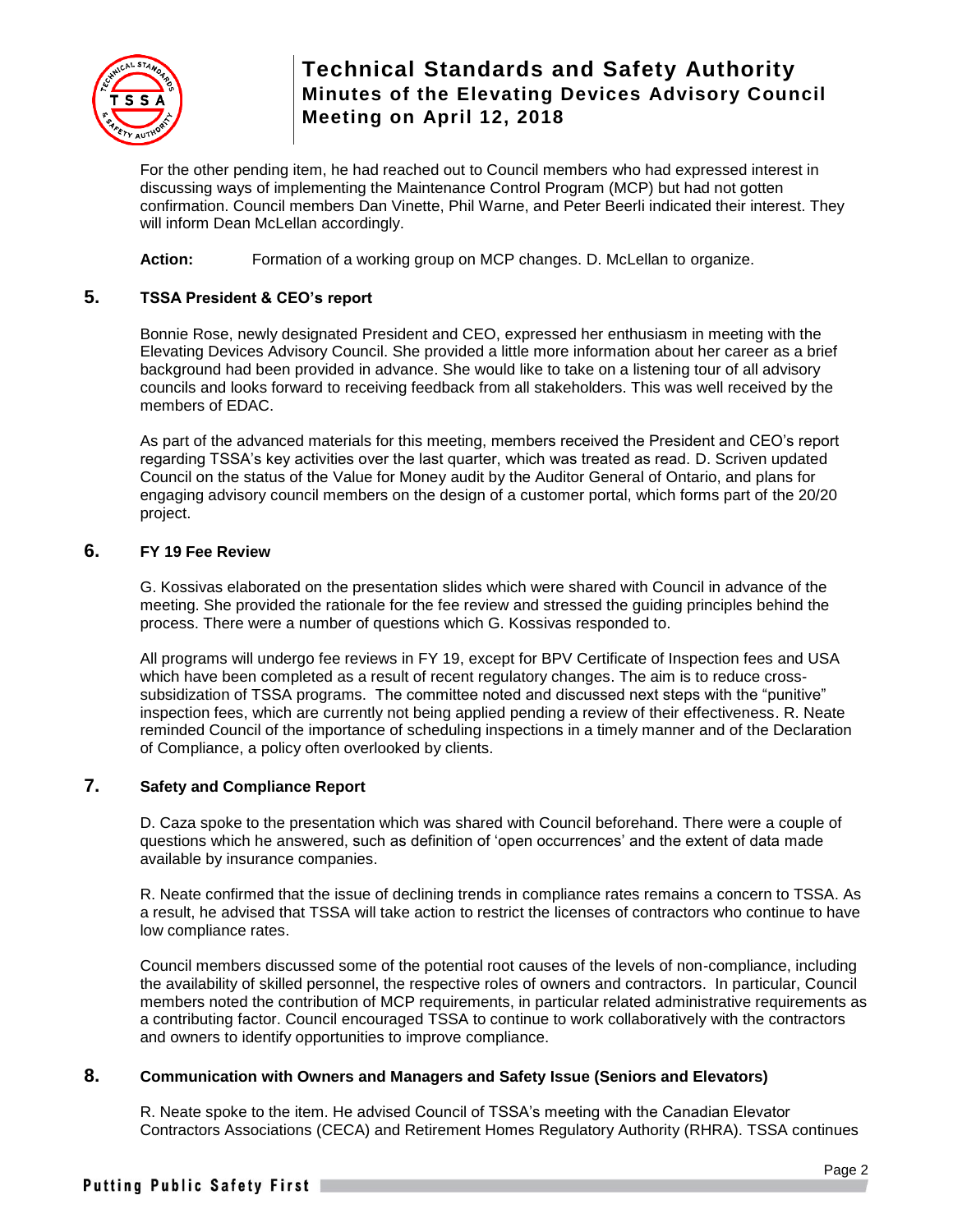For the other pending item, he had reached out to Council members who had expressed interest in discussing ways of implementing the Maintenance Control Program (MCP) but had not gotten confirmation. Council members Dan Vinette, Phil Warne, and Peter Beerli indicated their interest. They will inform Dean McLellan accordingly.

**Action:** Formation of a working group on MCP changes. D. McLellan to organize.

## 5. TSSA President & CEO's report

Bonnie Rose, newly designated President and CEO, expressed her enthusiasm in meeting with the Elevating Devices Advisory Council. She provided a little more information about her career as a brief background had been provided in advance. She would like to take on a listening tour of all advisory councils and looks forward to receiving feedback from all stakeholders. This was well received by the members of EDAC.

As part of the advanced materials for this meeting, members received the President and CEO's report regarding TSSA's key activities over the last quarter, which was treated as read. D. Scriven updated Council on the status of the Value for Money audit by the Auditor General of Ontario, and plans for engaging advisory council members on the design of a customer portal, which forms part of the 20/20 project.

## 6. FY 19 Fee Review

G. Kossivas elaborated on the presentation slides which were shared with Council in advance of the meeting. She provided the rationale for the fee review and stressed the guiding principles behind the process. There were a number of questions which G. Kossivas responded to.

All programs will undergo fee reviews in FY 19, except for BPV Certificate of Inspection fees and USA which have been completed as a result of recent regulatory changes. The aim is to reduce cross-subsidization of TSSA programs. The committee noted and discussed next steps with the "punitive" inspection fees, which are currently not being applied pending a review of their effectiveness. R. Neate reminded Council of the importance of scheduling inspections in a timely manner and of the Declaration of Compliance, a policy often overlooked by clients.

## 7. Safety and Compliance Report

D. Caza spoke to the presentation which was shared with Council beforehand. There were a couple of questions which he answered, such as definition of 'open occurrences' and the extent of data made available by insurance companies.

R. Neate confirmed that the issue of declining trends in compliance rates remains a concern to TSSA. As a result, he advised that TSSA will take action to restrict the licenses of contractors who continue to have low compliance rates.

Council members discussed some of the potential root causes of the levels of non-compliance, including the availability of skilled personnel, the respective roles of owners and contractors. In particular, Council members noted the contribution of MCP requirements, in particular related administrative requirements as a contributing factor. Council encouraged TSSA to continue to work collaboratively with the contractors and owners to identify opportunities to improve compliance.

## 8. Communication with Owners and Managers and Safety Issue (Seniors and Elevators)

R. Neate spoke to the item. He advised Council of TSSA's meeting with the Canadian Elevator Contractors Associations (CECA) and Retirement Homes Regulatory Authority (RHRA). TSSA continues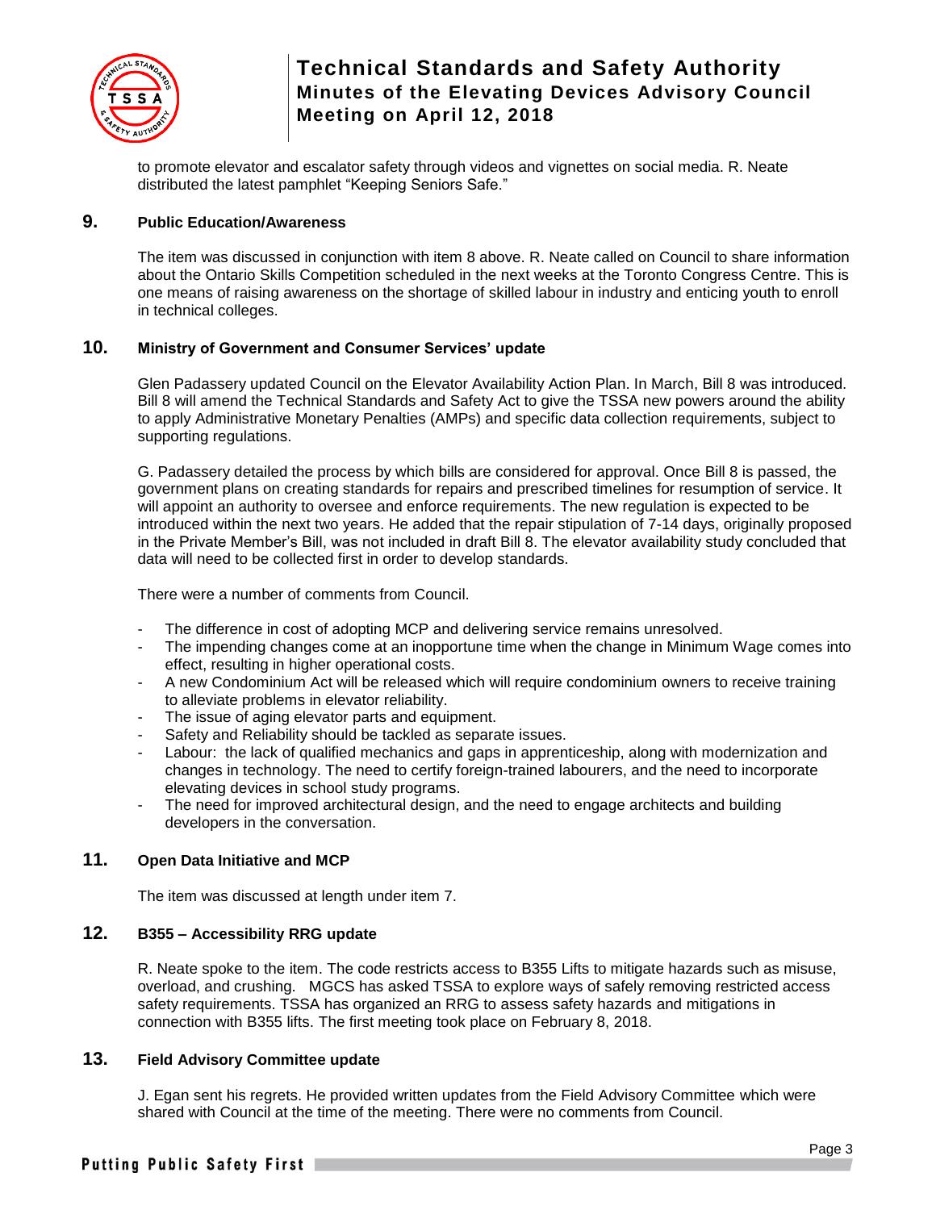to promote elevator and escalator safety through videos and vignettes on social media. R. Neate distributed the latest pamphlet "Keeping Seniors Safe."

## 9. Public Education/Awareness

The item was discussed in conjunction with item 8 above. R. Neate called on Council to share information about the Ontario Skills Competition scheduled in the next weeks at the Toronto Congress Centre. This is one means of raising awareness on the shortage of skilled labour in industry and enticing youth to enroll in technical colleges.

## 10. Ministry of Government and Consumer Services' update

Glen Padassery updated Council on the Elevator Availability Action Plan. In March, Bill 8 was introduced. Bill 8 will amend the Technical Standards and Safety Act to give the TSSA new powers around the ability to apply Administrative Monetary Penalties (AMPs) and specific data collection requirements, subject to supporting regulations.

G. Padassery detailed the process by which bills are considered for approval. Once Bill 8 is passed, the government plans on creating standards for repairs and prescribed timelines for resumption of service. It will appoint an authority to oversee and enforce requirements. The new regulation is expected to be introduced within the next two years. He added that the repair stipulation of 7-14 days, originally proposed in the Private Member's Bill, was not included in draft Bill 8. The elevator availability study concluded that data will need to be collected first in order to develop standards.

There were a number of comments from Council.

- The difference in cost of adopting MCP and delivering service remains unresolved.
- The impending changes come at an inopportune time when the change in Minimum Wage comes into effect, resulting in higher operational costs.
- A new Condominium Act will be released which will require condominium owners to receive training to alleviate problems in elevator reliability.
- The issue of aging elevator parts and equipment.
- Safety and Reliability should be tackled as separate issues.
- Labour: the lack of qualified mechanics and gaps in apprenticeship, along with modernization and changes in technology. The need to certify foreign-trained labourers, and the need to incorporate elevating devices in school study programs.
- The need for improved architectural design, and the need to engage architects and building developers in the conversation.

## 11. Open Data Initiative and MCP

The item was discussed at length under item 7.

## 12. B355 – Accessibility RRG update

R. Neate spoke to the item. The code restricts access to B355 Lifts to mitigate hazards such as misuse, overload, and crushing. MGCS has asked TSSA to explore ways of safely removing restricted access safety requirements. TSSA has organized an RRG to assess safety hazards and mitigations in connection with B355 lifts. The first meeting took place on February 8, 2018.

## 13. Field Advisory Committee update

J. Egan sent his regrets. He provided written updates from the Field Advisory Committee which were shared with Council at the time of the meeting. There were no comments from Council.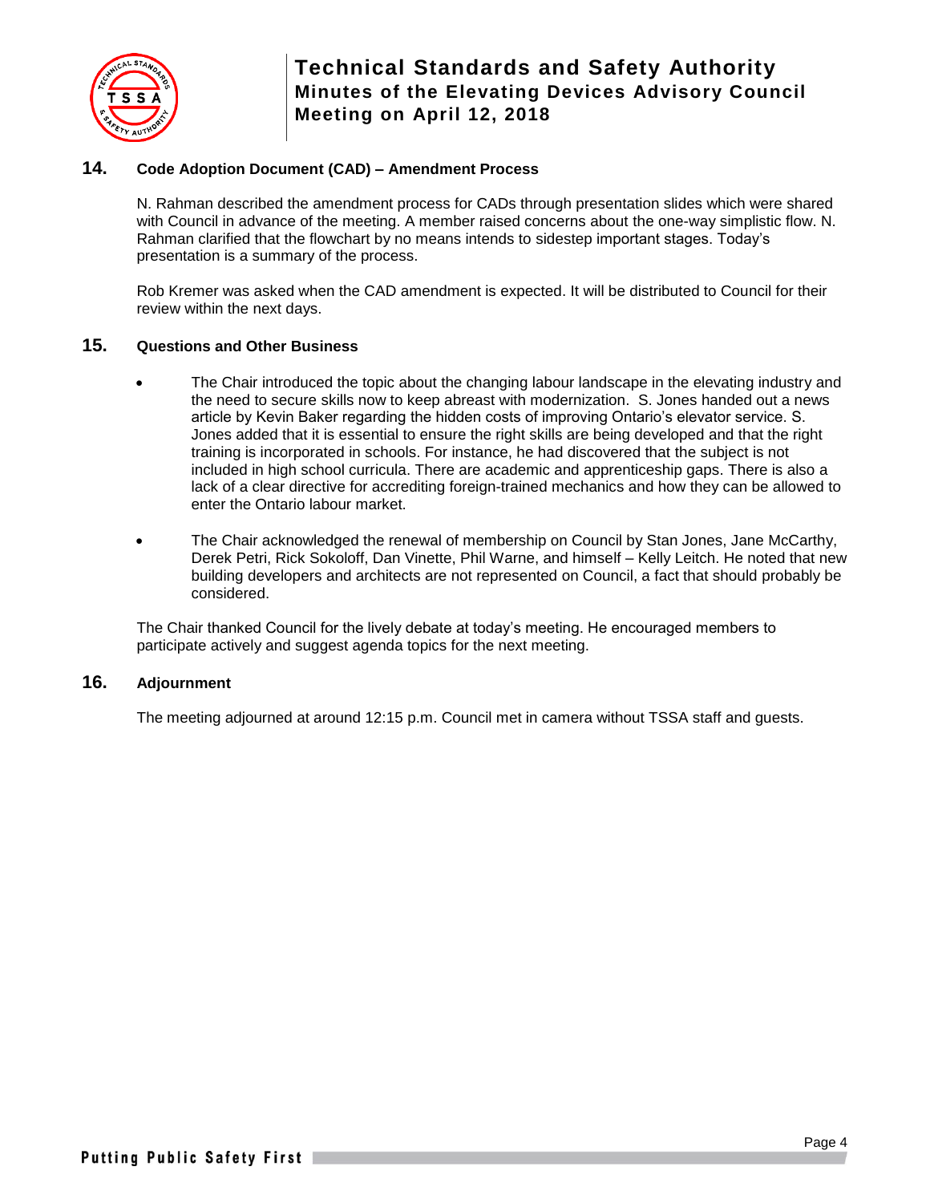## 14. Code Adoption Document (CAD) – Amendment Process

N. Rahman described the amendment process for CADs through presentation slides which were shared with Council in advance of the meeting. A member raised concerns about the one-way simplistic flow. N. Rahman clarified that the flowchart by no means intends to sidestep important stages. Today's presentation is a summary of the process.

Rob Kremer was asked when the CAD amendment is expected. It will be distributed to Council for their review within the next days.

## 15. Questions and Other Business

- The Chair introduced the topic about the changing labour landscape in the elevating industry and the need to secure skills now to keep abreast with modernization. S. Jones handed out a news article by Kevin Baker regarding the hidden costs of improving Ontario's elevator service. S. Jones added that it is essential to ensure the right skills are being developed and that the right training is incorporated in schools. For instance, he had discovered that the subject is not included in high school curricula. There are academic and apprenticeship gaps. There is also a lack of a clear directive for accrediting foreign-trained mechanics and how they can be allowed to enter the Ontario labour market.

- The Chair acknowledged the renewal of membership on Council by Stan Jones, Jane McCarthy, Derek Petri, Rick Sokoloff, Dan Vinette, Phil Warne, and himself – Kelly Leitch. He noted that new building developers and architects are not represented on Council, a fact that should probably be considered.

The Chair thanked Council for the lively debate at today's meeting. He encouraged members to participate actively and suggest agenda topics for the next meeting.

## 16. Adjournment

The meeting adjourned at around 12:15 p.m. Council met in camera without TSSA staff and guests.